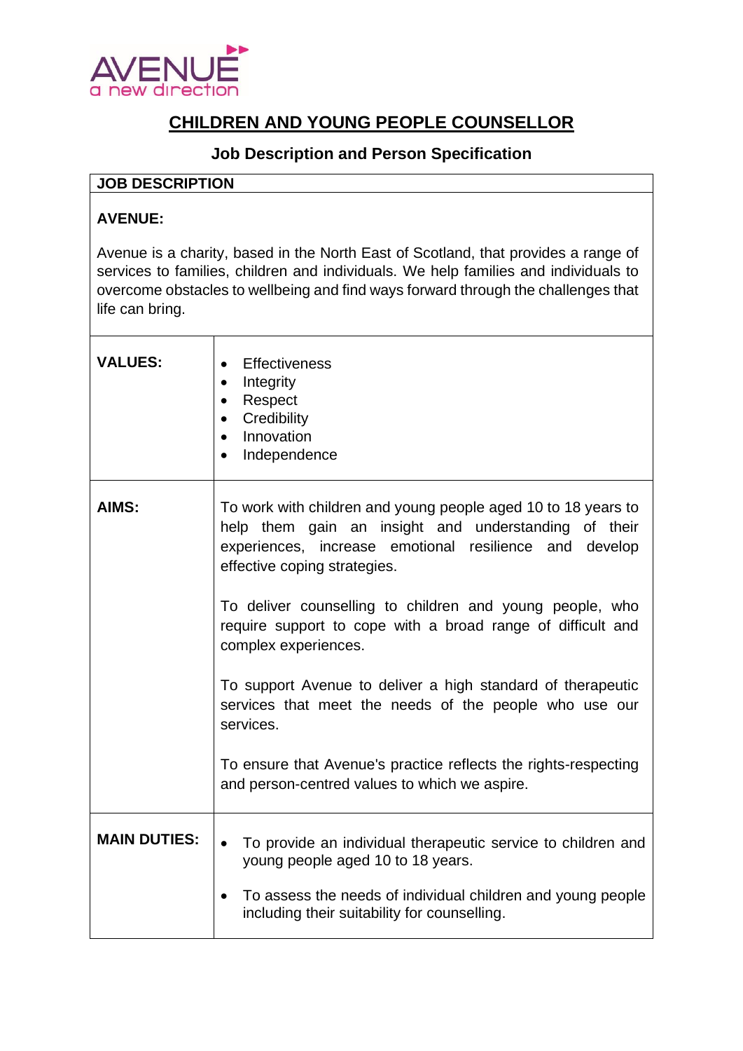AVENUE
a new direction

# CHILDREN AND YOUNG PEOPLE COUNSELLOR

## Job Description and Person Specification

### JOB DESCRIPTION

**AVENUE:**

Avenue is a charity, based in the North East of Scotland, that provides a range of services to families, children and individuals. We help families and individuals to overcome obstacles to wellbeing and find ways forward through the challenges that life can bring.

| | |
|---|---|
| **VALUES:** | • Effectiveness<br>• Integrity<br>• Respect<br>• Credibility<br>• Innovation<br>• Independence |
| **AIMS:** | To work with children and young people aged 10 to 18 years to help them gain an insight and understanding of their experiences, increase emotional resilience and develop effective coping strategies.<br><br>To deliver counselling to children and young people, who require support to cope with a broad range of difficult and complex experiences.<br><br>To support Avenue to deliver a high standard of therapeutic services that meet the needs of the people who use our services.<br><br>To ensure that Avenue's practice reflects the rights-respecting and person-centred values to which we aspire. |
| **MAIN DUTIES:** | • To provide an individual therapeutic service to children and young people aged 10 to 18 years.<br>• To assess the needs of individual children and young people including their suitability for counselling. |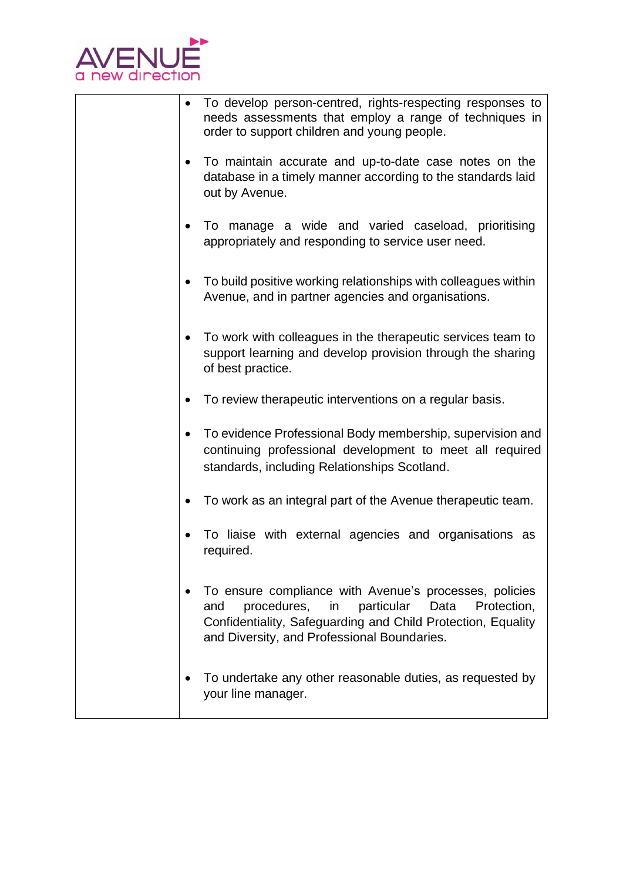| | |
|---|---|
| | • To develop person-centred, rights-respecting responses to needs assessments that employ a range of techniques in order to support children and young people.<br><br>• To maintain accurate and up-to-date case notes on the database in a timely manner according to the standards laid out by Avenue.<br><br>• To manage a wide and varied caseload, prioritising appropriately and responding to service user need.<br><br>• To build positive working relationships with colleagues within Avenue, and in partner agencies and organisations.<br><br>• To work with colleagues in the therapeutic services team to support learning and develop provision through the sharing of best practice.<br><br>• To review therapeutic interventions on a regular basis.<br><br>• To evidence Professional Body membership, supervision and continuing professional development to meet all required standards, including Relationships Scotland.<br><br>• To work as an integral part of the Avenue therapeutic team.<br><br>• To liaise with external agencies and organisations as required.<br><br>• To ensure compliance with Avenue's processes, policies and procedures, in particular Data Protection, Confidentiality, Safeguarding and Child Protection, Equality and Diversity, and Professional Boundaries.<br><br>• To undertake any other reasonable duties, as requested by your line manager. |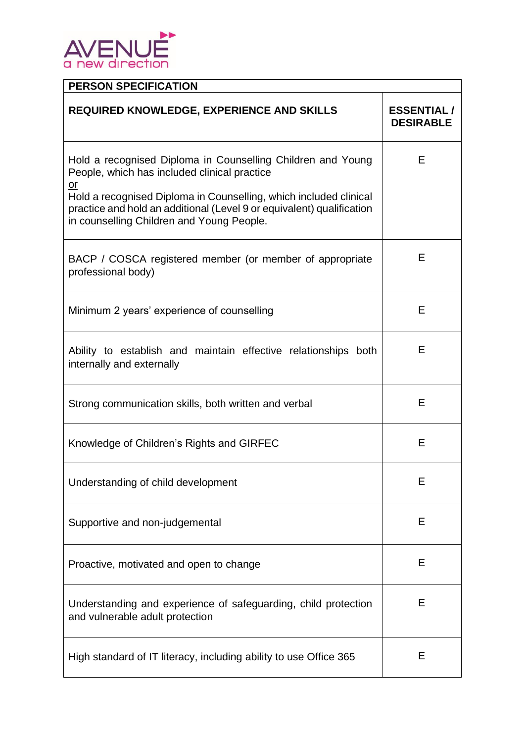| PERSON SPECIFICATION | |
|---|---|
| **REQUIRED KNOWLEDGE, EXPERIENCE AND SKILLS** | **ESSENTIAL / DESIRABLE** |
| Hold a recognised Diploma in Counselling Children and Young People, which has included clinical practice <u>or</u> Hold a recognised Diploma in Counselling, which included clinical practice and hold an additional (Level 9 or equivalent) qualification in counselling Children and Young People. | E |
| BACP / COSCA registered member (or member of appropriate professional body) | E |
| Minimum 2 years' experience of counselling | E |
| Ability to establish and maintain effective relationships both internally and externally | E |
| Strong communication skills, both written and verbal | E |
| Knowledge of Children's Rights and GIRFEC | E |
| Understanding of child development | E |
| Supportive and non-judgemental | E |
| Proactive, motivated and open to change | E |
| Understanding and experience of safeguarding, child protection and vulnerable adult protection | E |
| High standard of IT literacy, including ability to use Office 365 | E |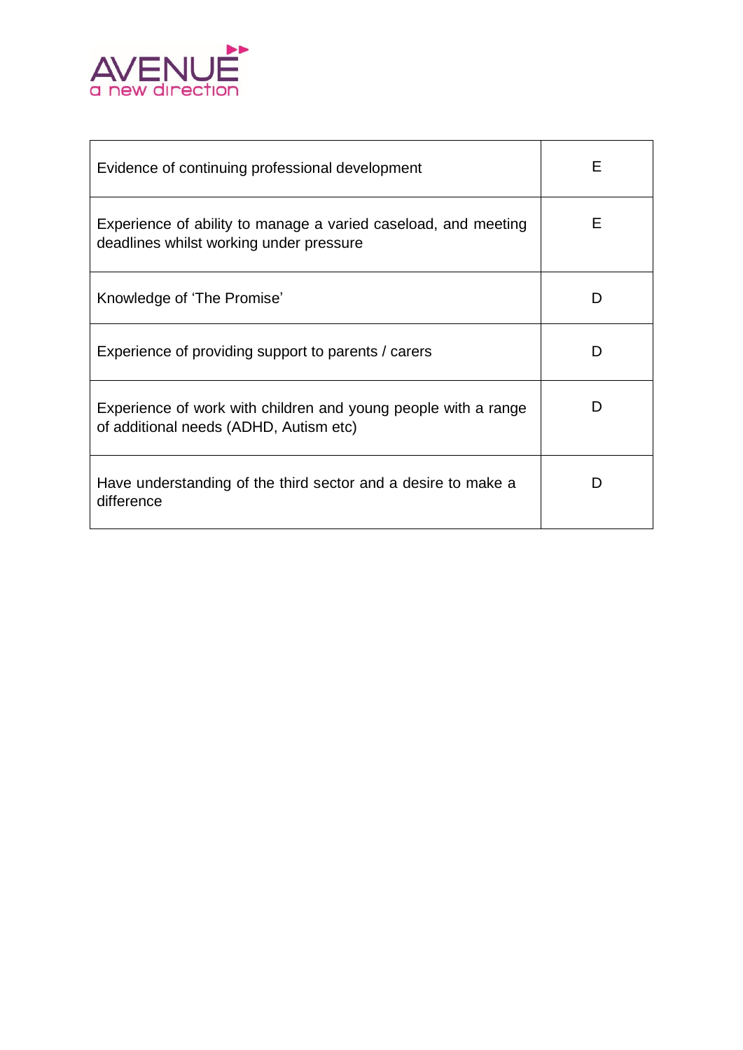| | |
|---|---|
| Evidence of continuing professional development | E |
| Experience of ability to manage a varied caseload, and meeting deadlines whilst working under pressure | E |
| Knowledge of 'The Promise' | D |
| Experience of providing support to parents / carers | D |
| Experience of work with children and young people with a range of additional needs (ADHD, Autism etc) | D |
| Have understanding of the third sector and a desire to make a difference | D |